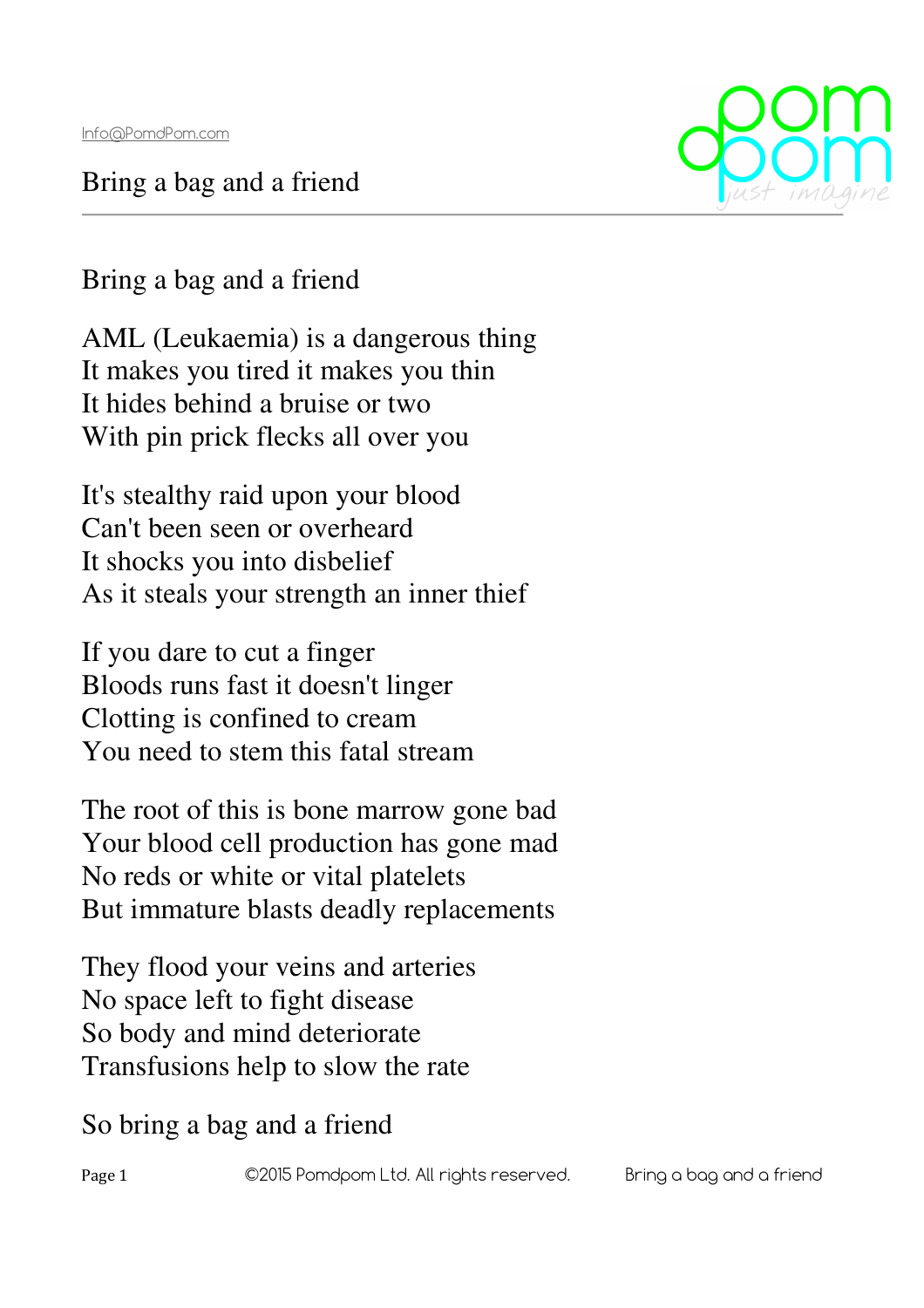Info@PomdPom.com

Bring a bag and a friend

Bring a bag and a friend

AML (Leukaemia) is a dangerous thing
It makes you tired it makes you thin
It hides behind a bruise or two
With pin prick flecks all over you

It's stealthy raid upon your blood
Can't been seen or overheard
It shocks you into disbelief
As it steals your strength an inner thief

If you dare to cut a finger
Bloods runs fast it doesn't linger
Clotting is confined to cream
You need to stem this fatal stream

The root of this is bone marrow gone bad
Your blood cell production has gone mad
No reds or white or vital platelets
But immature blasts deadly replacements

They flood your veins and arteries
No space left to fight disease
So body and mind deteriorate
Transfusions help to slow the rate

So bring a bag and a friend

©2015 Pomdpom Ltd. All rights reserved.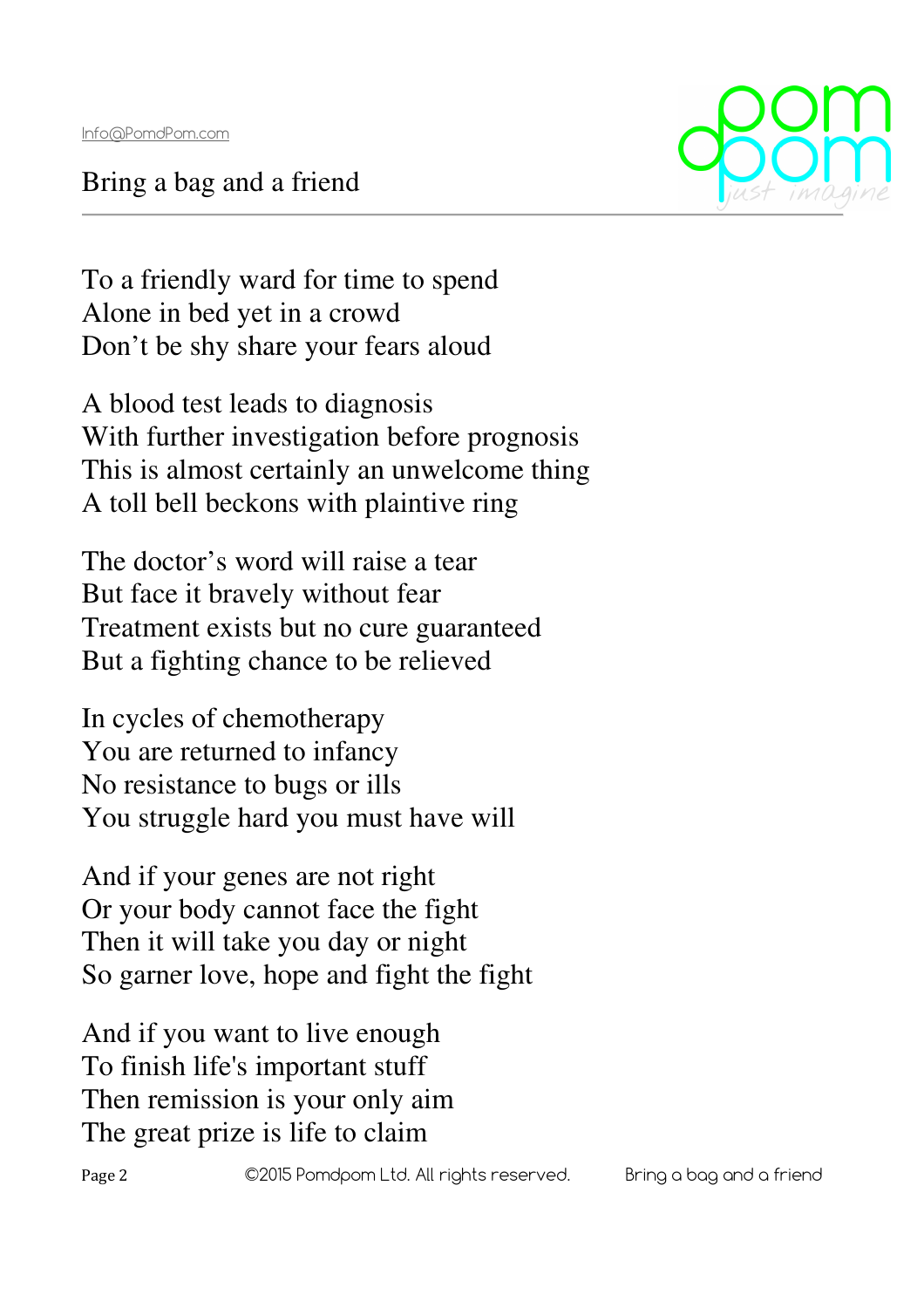To a friendly ward for time to spend
Alone in bed yet in a crowd
Don't be shy share your fears aloud

A blood test leads to diagnosis
With further investigation before prognosis
This is almost certainly an unwelcome thing
A toll bell beckons with plaintive ring

The doctor's word will raise a tear
But face it bravely without fear
Treatment exists but no cure guaranteed
But a fighting chance to be relieved

In cycles of chemotherapy
You are returned to infancy
No resistance to bugs or ills
You struggle hard you must have will

And if your genes are not right
Or your body cannot face the fight
Then it will take you day or night
So garner love, hope and fight the fight

And if you want to live enough
To finish life's important stuff
Then remission is your only aim
The great prize is life to claim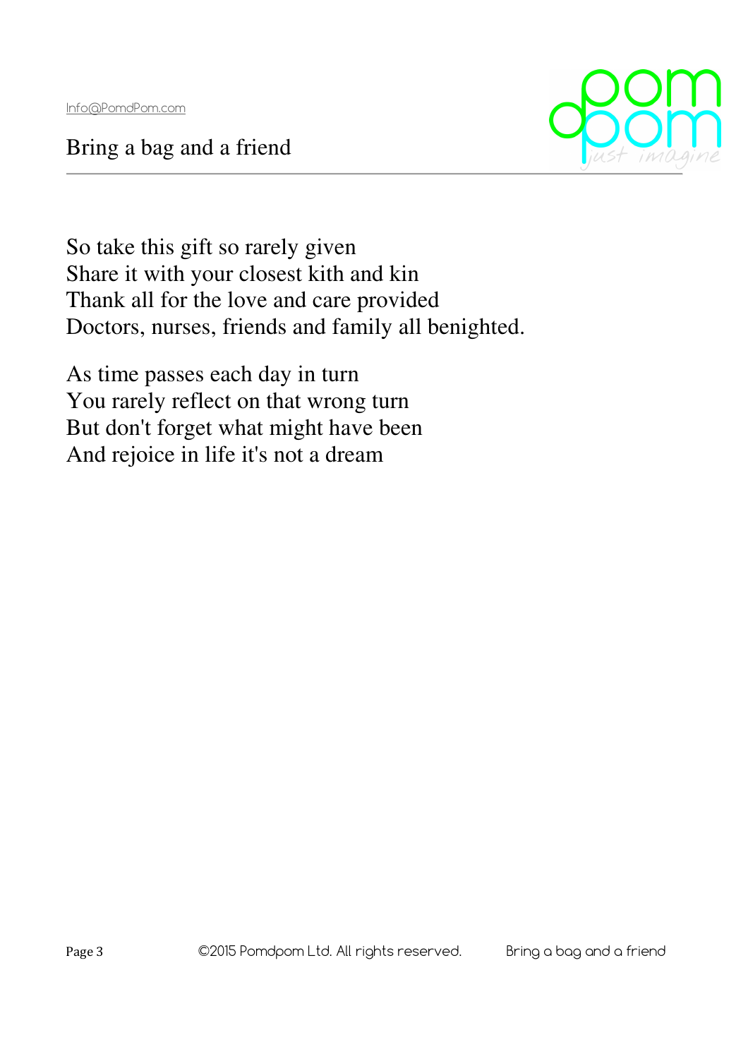So take this gift so rarely given
Share it with your closest kith and kin
Thank all for the love and care provided
Doctors, nurses, friends and family all benighted.

As time passes each day in turn
You rarely reflect on that wrong turn
But don't forget what might have been
And rejoice in life it's not a dream